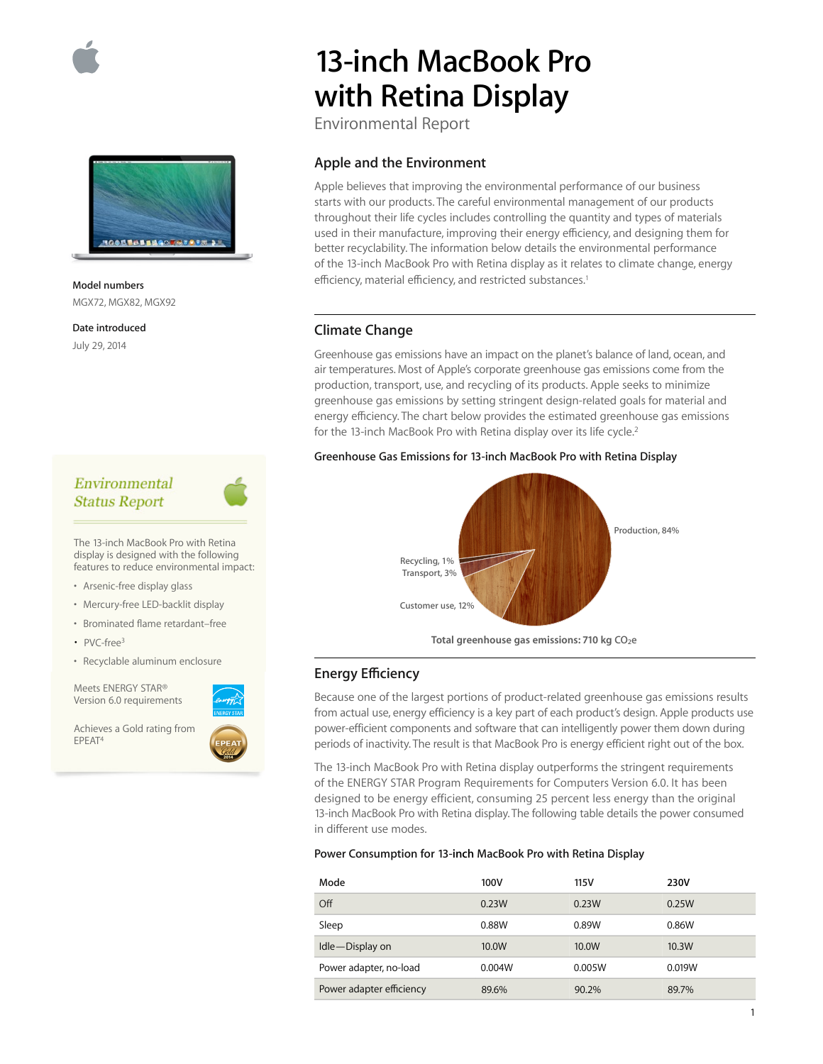# 13-inch MacBook Pro with Retina Display

Environmental Report

**Model numbers**

MGX72, MGX82, MGX92

**Date introduced**

July 29, 2014

## Apple and the Environment

Apple believes that improving the environmental performance of our business starts with our products. The careful environmental management of our products throughout their life cycles includes controlling the quantity and types of materials used in their manufacture, improving their energy efficiency, and designing them for better recyclability. The information below details the environmental performance of the 13-inch MacBook Pro with Retina display as it relates to climate change, energy efficiency, material efficiency, and restricted substances.[1]

## Climate Change

Greenhouse gas emissions have an impact on the planet's balance of land, ocean, and air temperatures. Most of Apple's corporate greenhouse gas emissions come from the production, transport, use, and recycling of its products. Apple seeks to minimize greenhouse gas emissions by setting stringent design-related goals for material and energy efficiency. The chart below provides the estimated greenhouse gas emissions for the 13-inch MacBook Pro with Retina display over its life cycle.[2]

**Greenhouse Gas Emissions for 13-inch MacBook Pro with Retina Display**

Production, 84%

Recycling, 1%

Transport, 3%

Customer use, 12%

**Total greenhouse gas emissions: 710 kg $CO_2e$**

## Energy Efficiency

Because one of the largest portions of product-related greenhouse gas emissions results from actual use, energy efficiency is a key part of each product's design. Apple products use power-efficient components and software that can intelligently power them down during periods of inactivity. The result is that MacBook Pro is energy efficient right out of the box.

The 13-inch MacBook Pro with Retina display outperforms the stringent requirements of the ENERGY STAR Program Requirements for Computers Version 6.0. It has been designed to be energy efficient, consuming 25 percent less energy than the original 13-inch MacBook Pro with Retina display. The following table details the power consumed in different use modes.

**Power Consumption for 13-inch MacBook Pro with Retina Display**

| Mode | 100V | 115V | 230V |
|---|---|---|---|
| Off | 0.23W | 0.23W | 0.25W |
| Sleep | 0.88W | 0.89W | 0.86W |
| Idle—Display on | 10.0W | 10.0W | 10.3W |
| Power adapter, no-load | 0.004W | 0.005W | 0.019W |
| Power adapter efficiency | 89.6% | 90.2% | 89.7% |

### *Environmental Status Report*

The 13-inch MacBook Pro with Retina display is designed with the following features to reduce environmental impact:

- Arsenic-free display glass
- Mercury-free LED-backlit display
- Brominated flame retardant–free
- PVC-free[3]
- Recyclable aluminum enclosure

Meets ENERGY STAR® Version 6.0 requirements

Achieves a Gold rating from EPEAT[4]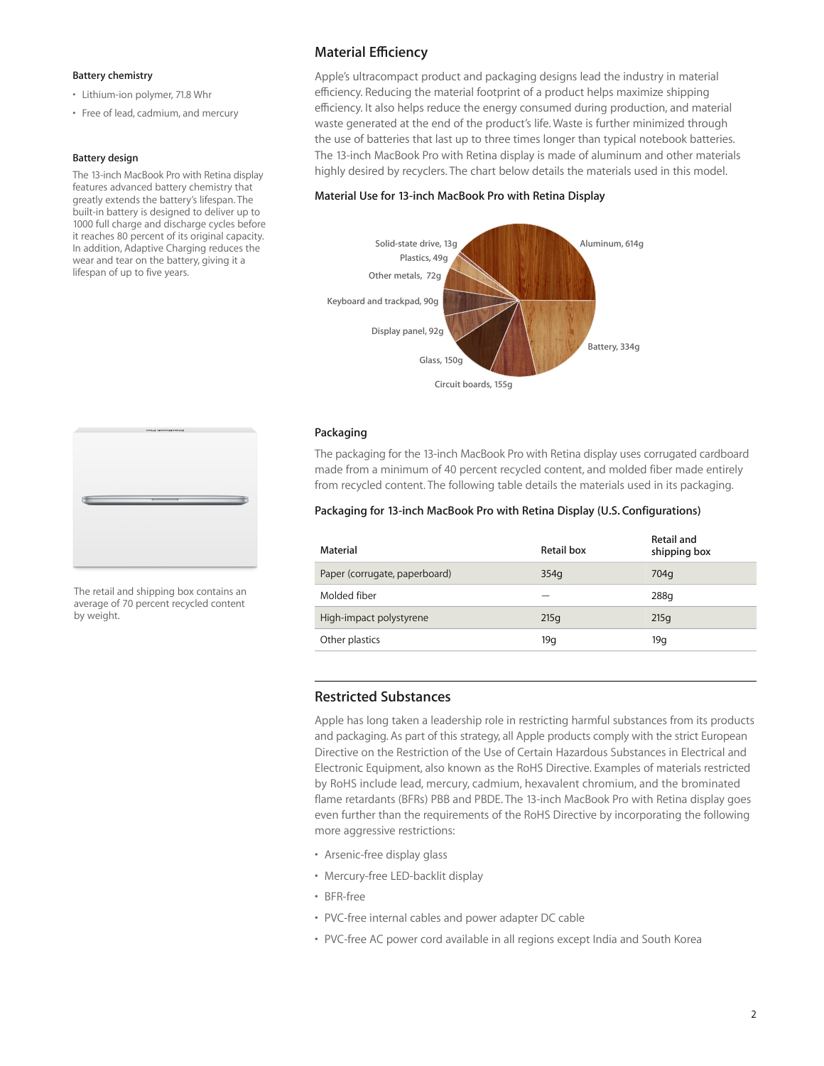### Battery chemistry

- Lithium-ion polymer, 71.8 Whr
- Free of lead, cadmium, and mercury

### Battery design

The 13-inch MacBook Pro with Retina display features advanced battery chemistry that greatly extends the battery's lifespan. The built-in battery is designed to deliver up to 1000 full charge and discharge cycles before it reaches 80 percent of its original capacity. In addition, Adaptive Charging reduces the wear and tear on the battery, giving it a lifespan of up to five years.

## Material Efficiency

Apple's ultracompact product and packaging designs lead the industry in material efficiency. Reducing the material footprint of a product helps maximize shipping efficiency. It also helps reduce the energy consumed during production, and material waste generated at the end of the product's life. Waste is further minimized through the use of batteries that last up to three times longer than typical notebook batteries. The 13-inch MacBook Pro with Retina display is made of aluminum and other materials highly desired by recyclers. The chart below details the materials used in this model.

### Material Use for 13-inch MacBook Pro with Retina Display

- Aluminum, 614g
- Battery, 334g
- Circuit boards, 155g
- Glass, 150g
- Display panel, 92g
- Keyboard and trackpad, 90g
- Other metals, 72g
- Plastics, 49g
- Solid-state drive, 13g

The retail and shipping box contains an average of 70 percent recycled content by weight.

## Packaging

The packaging for the 13-inch MacBook Pro with Retina display uses corrugated cardboard made from a minimum of 40 percent recycled content, and molded fiber made entirely from recycled content. The following table details the materials used in its packaging.

### Packaging for 13-inch MacBook Pro with Retina Display (U.S. Configurations)

| Material | Retail box | Retail and shipping box |
|---|---|---|
| Paper (corrugate, paperboard) | 354g | 704g |
| Molded fiber | — | 288g |
| High-impact polystyrene | 215g | 215g |
| Other plastics | 19g | 19g |

## Restricted Substances

Apple has long taken a leadership role in restricting harmful substances from its products and packaging. As part of this strategy, all Apple products comply with the strict European Directive on the Restriction of the Use of Certain Hazardous Substances in Electrical and Electronic Equipment, also known as the RoHS Directive. Examples of materials restricted by RoHS include lead, mercury, cadmium, hexavalent chromium, and the brominated flame retardants (BFRs) PBB and PBDE. The 13-inch MacBook Pro with Retina display goes even further than the requirements of the RoHS Directive by incorporating the following more aggressive restrictions:

- Arsenic-free display glass
- Mercury-free LED-backlit display
- BFR-free
- PVC-free internal cables and power adapter DC cable
- PVC-free AC power cord available in all regions except India and South Korea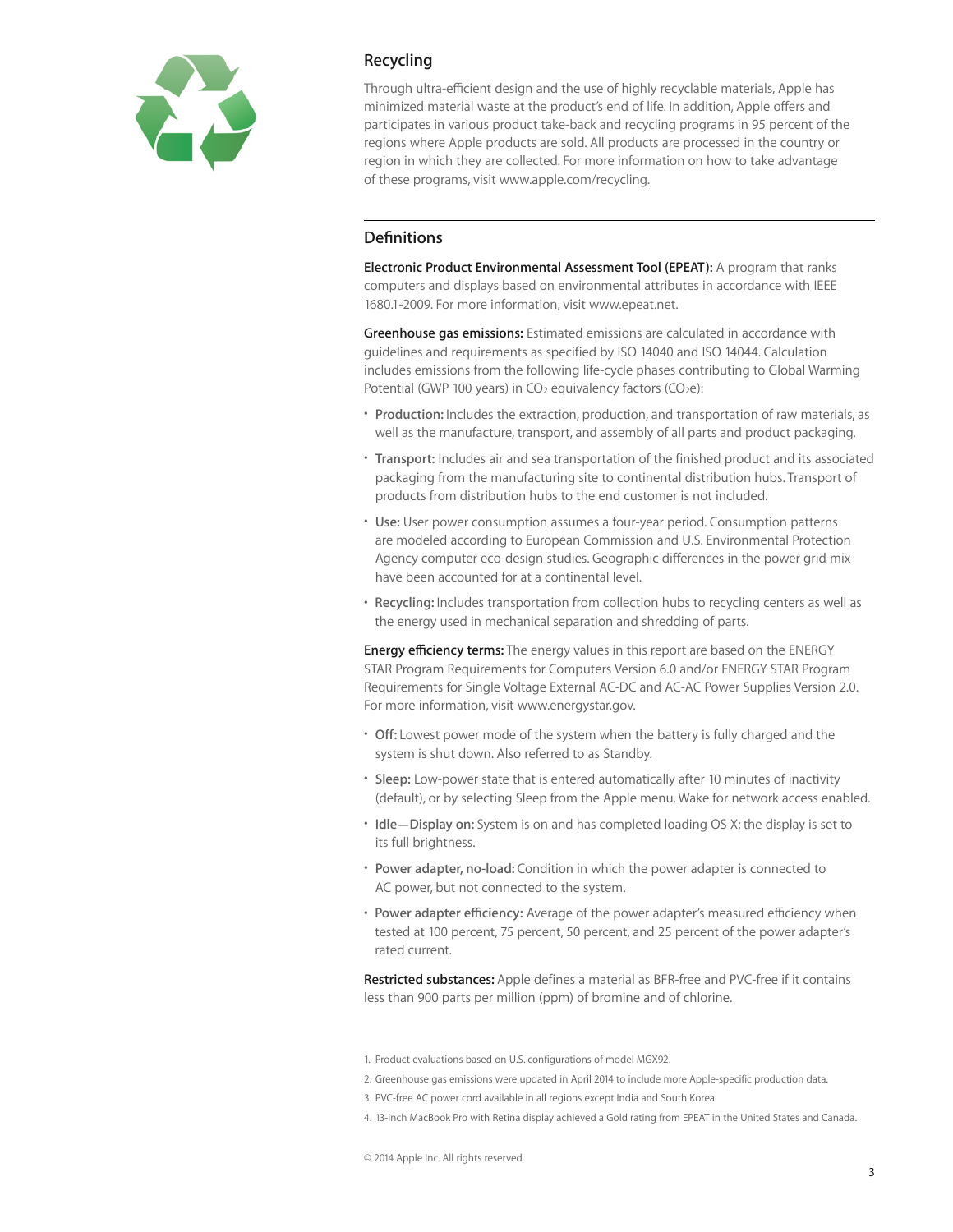## Recycling

Through ultra-efficient design and the use of highly recyclable materials, Apple has minimized material waste at the product's end of life. In addition, Apple offers and participates in various product take-back and recycling programs in 95 percent of the regions where Apple products are sold. All products are processed in the country or region in which they are collected. For more information on how to take advantage of these programs, visit www.apple.com/recycling.

## Definitions

**Electronic Product Environmental Assessment Tool (EPEAT):** A program that ranks computers and displays based on environmental attributes in accordance with IEEE 1680.1-2009. For more information, visit www.epeat.net.

**Greenhouse gas emissions:** Estimated emissions are calculated in accordance with guidelines and requirements as specified by ISO 14040 and ISO 14044. Calculation includes emissions from the following life-cycle phases contributing to Global Warming Potential (GWP 100 years) in $CO_2$ equivalency factors ($CO_2e$):

- **Production:** Includes the extraction, production, and transportation of raw materials, as well as the manufacture, transport, and assembly of all parts and product packaging.
- **Transport:** Includes air and sea transportation of the finished product and its associated packaging from the manufacturing site to continental distribution hubs. Transport of products from distribution hubs to the end customer is not included.
- **Use:** User power consumption assumes a four-year period. Consumption patterns are modeled according to European Commission and U.S. Environmental Protection Agency computer eco-design studies. Geographic differences in the power grid mix have been accounted for at a continental level.
- **Recycling:** Includes transportation from collection hubs to recycling centers as well as the energy used in mechanical separation and shredding of parts.

**Energy efficiency terms:** The energy values in this report are based on the ENERGY STAR Program Requirements for Computers Version 6.0 and/or ENERGY STAR Program Requirements for Single Voltage External AC-DC and AC-AC Power Supplies Version 2.0. For more information, visit www.energystar.gov.

- **Off:** Lowest power mode of the system when the battery is fully charged and the system is shut down. Also referred to as Standby.
- **Sleep:** Low-power state that is entered automatically after 10 minutes of inactivity (default), or by selecting Sleep from the Apple menu. Wake for network access enabled.
- **Idle—Display on:** System is on and has completed loading OS X; the display is set to its full brightness.
- **Power adapter, no-load:** Condition in which the power adapter is connected to AC power, but not connected to the system.
- **Power adapter efficiency:** Average of the power adapter's measured efficiency when tested at 100 percent, 75 percent, 50 percent, and 25 percent of the power adapter's rated current.

**Restricted substances:** Apple defines a material as BFR-free and PVC-free if it contains less than 900 parts per million (ppm) of bromine and of chlorine.

1. Product evaluations based on U.S. configurations of model MGX92.
2. Greenhouse gas emissions were updated in April 2014 to include more Apple-specific production data.
3. PVC-free AC power cord available in all regions except India and South Korea.
4. 13-inch MacBook Pro with Retina display achieved a Gold rating from EPEAT in the United States and Canada.

© 2014 Apple Inc. All rights reserved.